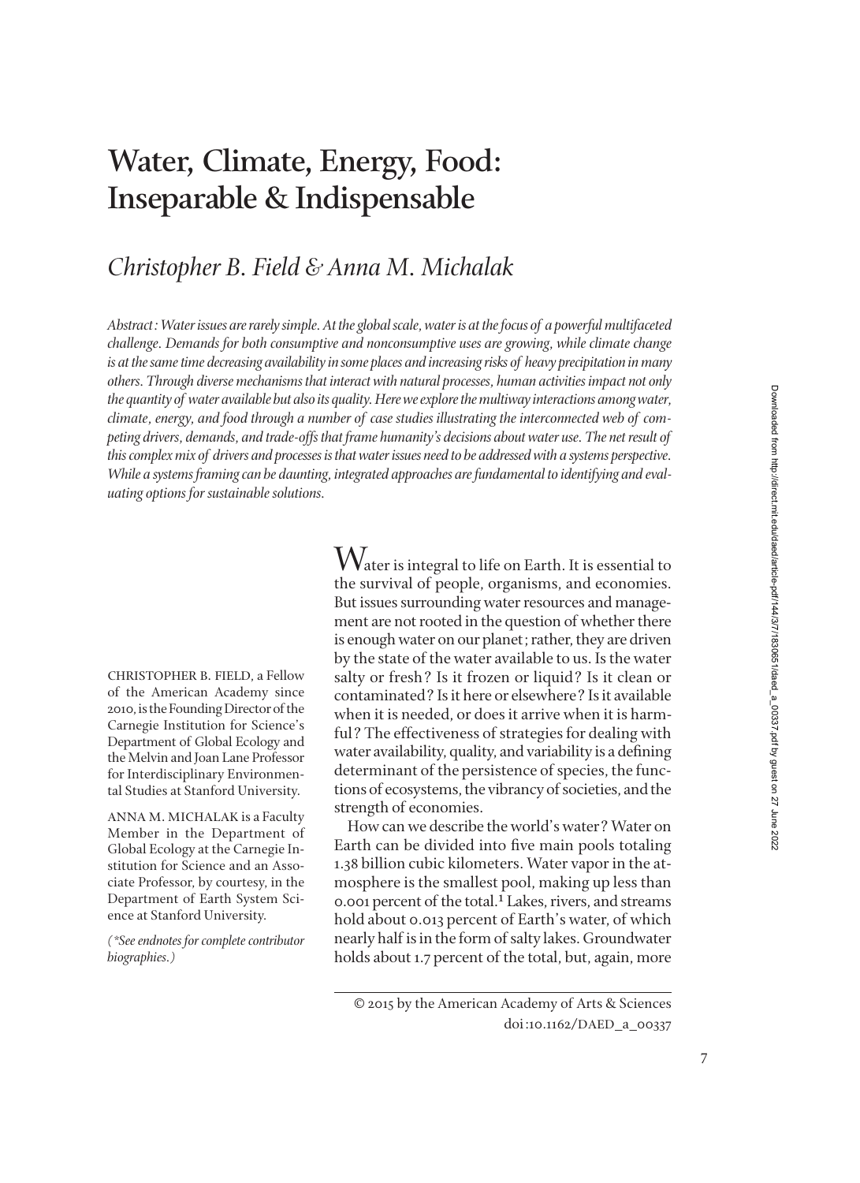# Water, Climate, Energy, Food: Inseparable & Indispensable

## *Christopher B. Field & Anna M. Michalak*

*Abstract: Water issues are rarely simple. At the global scale, water is at the focus of a powerful multifaceted challenge. Demands for both consumptive and nonconsumptive uses are growing, while climate change is at the same time decreasing availability in some places and increasing risks of heavy precipitation in many others. Through diverse mechanisms that interact with natural processes, human activities impact not only the quantity of water available but also its quality. Here we explore the multiway interactions among water, climate, energy, and food through a number of case studies illustrating the interconnected web of competing drivers, demands, and trade-offs that frame humanity's decisions about water use. The net result of this complex mix of drivers and processes is that water issues need to be addressed with a systems perspective. While a systems framing can be daunting, integrated approaches are fundamental to identifying and evaluating options for sustainable solutions.*

CHRISTOPHER B. FIELD, a Fellow of the American Academy since 2010, is the Founding Director of the Carnegie Institution for Science's Department of Global Ecology and the Melvin and Joan Lane Professor for Interdisciplinary Environmental Studies at Stanford University.

ANNA M. MICHALAK is a Faculty Member in the Department of Global Ecology at the Carnegie Institution for Science and an Associate Professor, by courtesy, in the Department of Earth System Science at Stanford University.

*(\*See endnotes for complete contributor biographies.)*

Water is integral to life on Earth. It is essential to the survival of people, organisms, and economies. But issues surrounding water resources and management are not rooted in the question of whether there is enough water on our planet; rather, they are driven by the state of the water available to us. Is the water salty or fresh? Is it frozen or liquid? Is it clean or contaminated? Is it here or elsewhere? Is it available when it is needed, or does it arrive when it is harmful? The effectiveness of strategies for dealing with water availability, quality, and variability is a defining determinant of the persistence of species, the functions of ecosystems, the vibrancy of societies, and the strength of economies.

How can we describe the world's water? Water on Earth can be divided into five main pools totaling 1.38 billion cubic kilometers. Water vapor in the atmosphere is the smallest pool, making up less than 0.001 percent of the total.[1] Lakes, rivers, and streams hold about 0.013 percent of Earth's water, of which nearly half is in the form of salty lakes. Groundwater holds about 1.7 percent of the total, but, again, more

© 2015 by the American Academy of Arts & Sciences
doi:10.1162/DAED_a_00337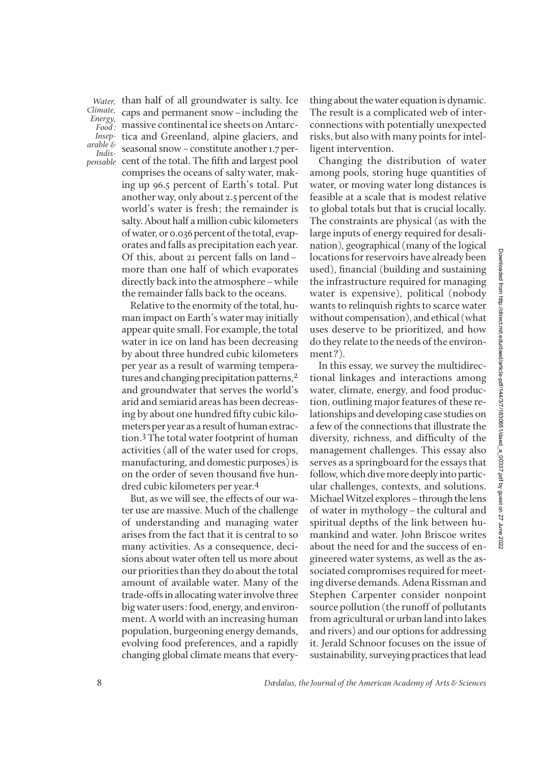than half of all groundwater is salty. Ice caps and permanent snow – including the massive continental ice sheets on Antarctica and Greenland, alpine glaciers, and seasonal snow – constitute another 1.7 percent of the total. The fifth and largest pool comprises the oceans of salty water, making up 96.5 percent of Earth's total. Put another way, only about 2.5 percent of the world's water is fresh; the remainder is salty. About half a million cubic kilometers of water, or 0.036 percent of the total, evaporates and falls as precipitation each year. Of this, about 21 percent falls on land – more than one half of which evaporates directly back into the atmosphere – while the remainder falls back to the oceans.

Relative to the enormity of the total, human impact on Earth's water may initially appear quite small. For example, the total water in ice on land has been decreasing by about three hundred cubic kilometers per year as a result of warming temperatures and changing precipitation patterns,[2] and groundwater that serves the world's arid and semiarid areas has been decreasing by about one hundred fifty cubic kilometers per year as a result of human extraction.[3] The total water footprint of human activities (all of the water used for crops, manufacturing, and domestic purposes) is on the order of seven thousand five hundred cubic kilometers per year.[4]

But, as we will see, the effects of our water use are massive. Much of the challenge of understanding and managing water arises from the fact that it is central to so many activities. As a consequence, decisions about water often tell us more about our priorities than they do about the total amount of available water. Many of the trade-offs in allocating water involve three big water users: food, energy, and environment. A world with an increasing human population, burgeoning energy demands, evolving food preferences, and a rapidly changing global climate means that everything about the water equation is dynamic. The result is a complicated web of interconnections with potentially unexpected risks, but also with many points for intelligent intervention.

Changing the distribution of water among pools, storing huge quantities of water, or moving water long distances is feasible at a scale that is modest relative to global totals but that is crucial locally. The constraints are physical (as with the large inputs of energy required for desalination), geographical (many of the logical locations for reservoirs have already been used), financial (building and sustaining the infrastructure required for managing water is expensive), political (nobody wants to relinquish rights to scarce water without compensation), and ethical (what uses deserve to be prioritized, and how do they relate to the needs of the environment?).

In this essay, we survey the multidirectional linkages and interactions among water, climate, energy, and food production, outlining major features of these relationships and developing case studies on a few of the connections that illustrate the diversity, richness, and difficulty of the management challenges. This essay also serves as a springboard for the essays that follow, which dive more deeply into particular challenges, contexts, and solutions. Michael Witzel explores – through the lens of water in mythology – the cultural and spiritual depths of the link between humankind and water. John Briscoe writes about the need for and the success of engineered water systems, as well as the associated compromises required for meeting diverse demands. Adena Rissman and Stephen Carpenter consider nonpoint source pollution (the runoff of pollutants from agricultural or urban land into lakes and rivers) and our options for addressing it. Jerald Schnoor focuses on the issue of sustainability, surveying practices that lead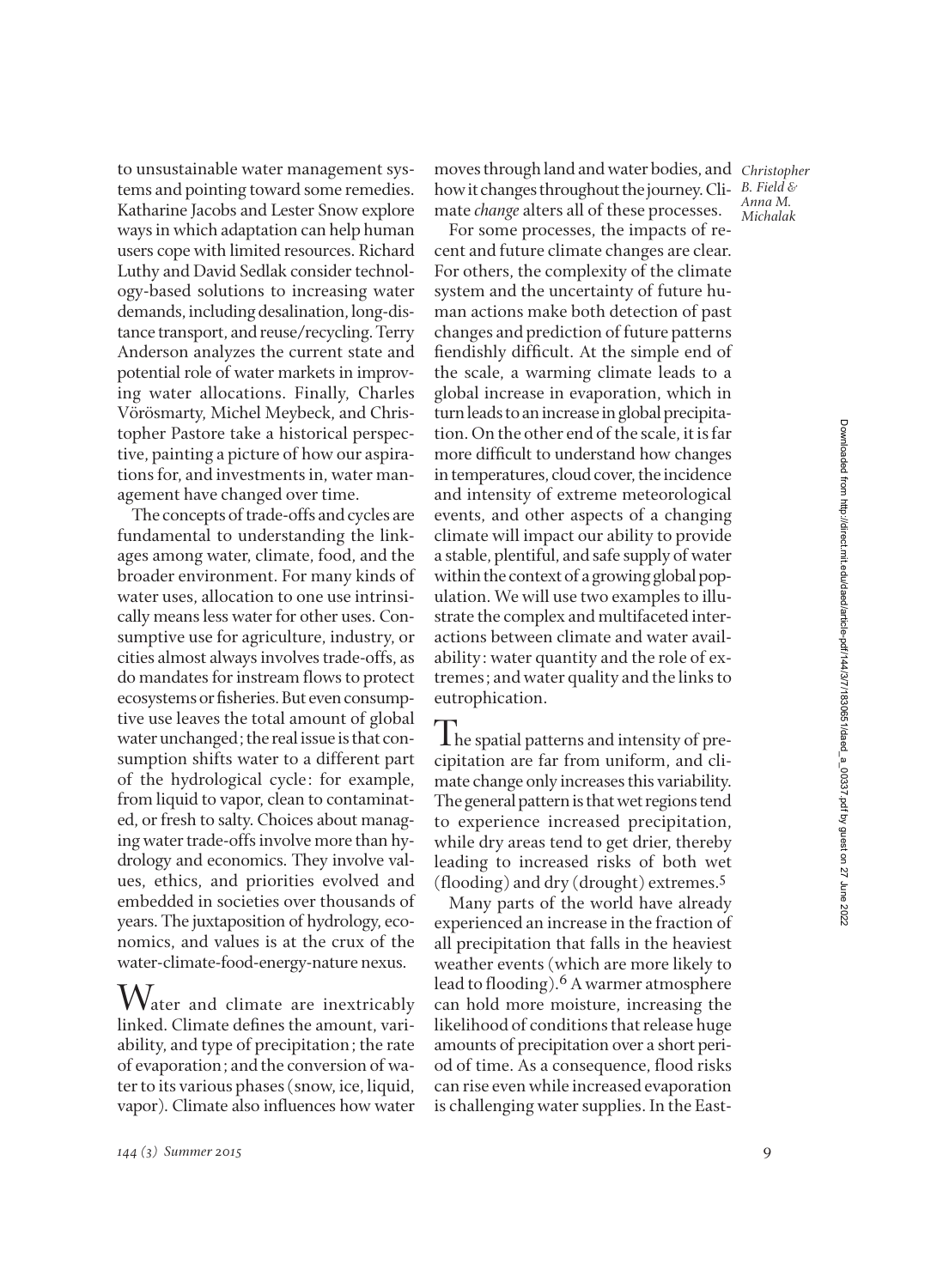to unsustainable water management systems and pointing toward some remedies. Katharine Jacobs and Lester Snow explore ways in which adaptation can help human users cope with limited resources. Richard Luthy and David Sedlak consider technology-based solutions to increasing water demands, including desalination, long-distance transport, and reuse/recycling. Terry Anderson analyzes the current state and potential role of water markets in improving water allocations. Finally, Charles Vörösmarty, Michel Meybeck, and Christopher Pastore take a historical perspective, painting a picture of how our aspirations for, and investments in, water management have changed over time.

The concepts of trade-offs and cycles are fundamental to understanding the linkages among water, climate, food, and the broader environment. For many kinds of water uses, allocation to one use intrinsically means less water for other uses. Consumptive use for agriculture, industry, or cities almost always involves trade-offs, as do mandates for instream flows to protect ecosystems or fisheries. But even consumptive use leaves the total amount of global water unchanged; the real issue is that consumption shifts water to a different part of the hydrological cycle: for example, from liquid to vapor, clean to contaminated, or fresh to salty. Choices about managing water trade-offs involve more than hydrology and economics. They involve values, ethics, and priorities evolved and embedded in societies over thousands of years. The juxtaposition of hydrology, economics, and values is at the crux of the water-climate-food-energy-nature nexus.

Water and climate are inextricably linked. Climate defines the amount, variability, and type of precipitation; the rate of evaporation; and the conversion of water to its various phases (snow, ice, liquid, vapor). Climate also influences how water moves through land and water bodies, and how it changes throughout the journey. Climate *change* alters all of these processes.

For some processes, the impacts of recent and future climate changes are clear. For others, the complexity of the climate system and the uncertainty of future human actions make both detection of past changes and prediction of future patterns fiendishly difficult. At the simple end of the scale, a warming climate leads to a global increase in evaporation, which in turn leads to an increase in global precipitation. On the other end of the scale, it is far more difficult to understand how changes in temperatures, cloud cover, the incidence and intensity of extreme meteorological events, and other aspects of a changing climate will impact our ability to provide a stable, plentiful, and safe supply of water within the context of a growing global population. We will use two examples to illustrate the complex and multifaceted interactions between climate and water availability: water quantity and the role of extremes; and water quality and the links to eutrophication.

The spatial patterns and intensity of precipitation are far from uniform, and climate change only increases this variability. The general pattern is that wet regions tend to experience increased precipitation, while dry areas tend to get drier, thereby leading to increased risks of both wet (flooding) and dry (drought) extremes.[5]

Many parts of the world have already experienced an increase in the fraction of all precipitation that falls in the heaviest weather events (which are more likely to lead to flooding).[6] A warmer atmosphere can hold more moisture, increasing the likelihood of conditions that release huge amounts of precipitation over a short period of time. As a consequence, flood risks can rise even while increased evaporation is challenging water supplies. In the East-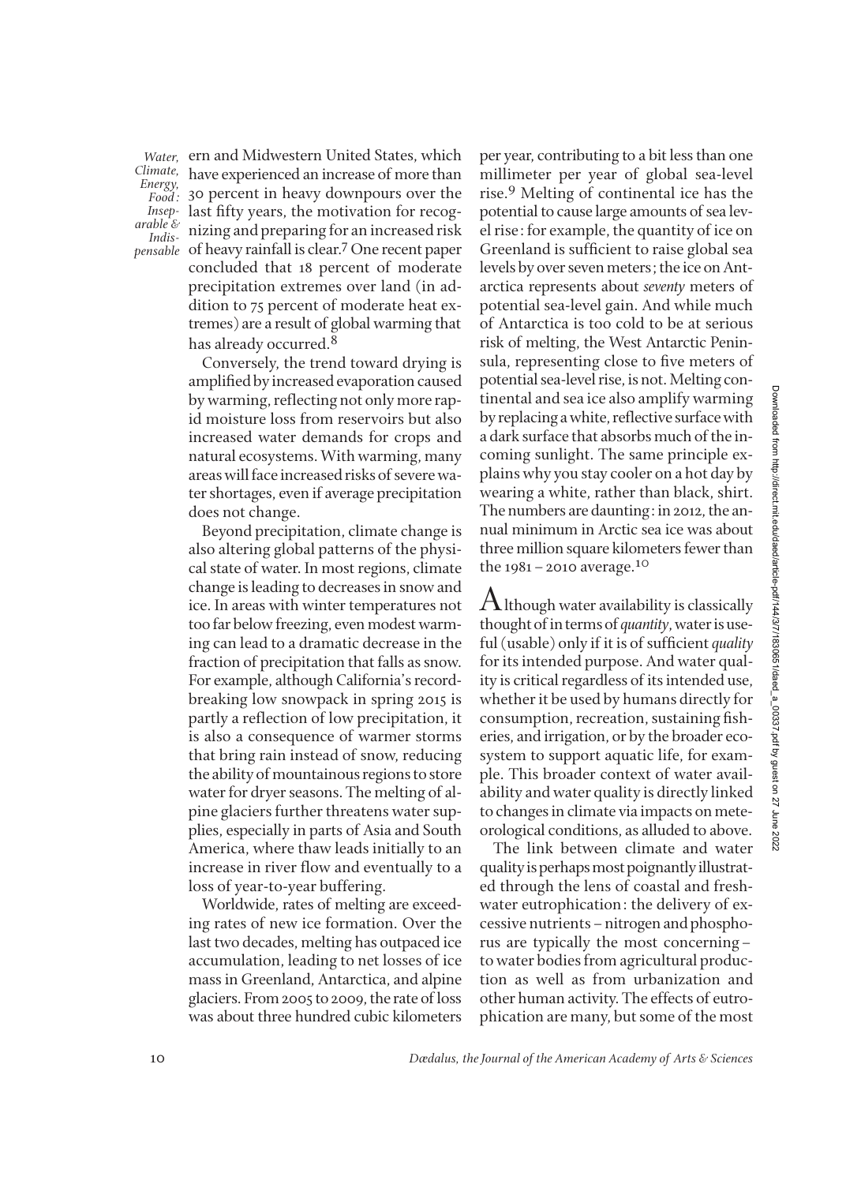ern and Midwestern United States, which have experienced an increase of more than 30 percent in heavy downpours over the last fifty years, the motivation for recognizing and preparing for an increased risk of heavy rainfall is clear.[7] One recent paper concluded that 18 percent of moderate precipitation extremes over land (in addition to 75 percent of moderate heat extremes) are a result of global warming that has already occurred.[8]

Conversely, the trend toward drying is amplified by increased evaporation caused by warming, reflecting not only more rapid moisture loss from reservoirs but also increased water demands for crops and natural ecosystems. With warming, many areas will face increased risks of severe water shortages, even if average precipitation does not change.

Beyond precipitation, climate change is also altering global patterns of the physical state of water. In most regions, climate change is leading to decreases in snow and ice. In areas with winter temperatures not too far below freezing, even modest warming can lead to a dramatic decrease in the fraction of precipitation that falls as snow. For example, although California's record-breaking low snowpack in spring 2015 is partly a reflection of low precipitation, it is also a consequence of warmer storms that bring rain instead of snow, reducing the ability of mountainous regions to store water for dryer seasons. The melting of alpine glaciers further threatens water supplies, especially in parts of Asia and South America, where thaw leads initially to an increase in river flow and eventually to a loss of year-to-year buffering.

Worldwide, rates of melting are exceeding rates of new ice formation. Over the last two decades, melting has outpaced ice accumulation, leading to net losses of ice mass in Greenland, Antarctica, and alpine glaciers. From 2005 to 2009, the rate of loss was about three hundred cubic kilometers per year, contributing to a bit less than one millimeter per year of global sea-level rise.[9] Melting of continental ice has the potential to cause large amounts of sea level rise: for example, the quantity of ice on Greenland is sufficient to raise global sea levels by over seven meters; the ice on Antarctica represents about *seventy* meters of potential sea-level gain. And while much of Antarctica is too cold to be at serious risk of melting, the West Antarctic Peninsula, representing close to five meters of potential sea-level rise, is not. Melting continental and sea ice also amplify warming by replacing a white, reflective surface with a dark surface that absorbs much of the incoming sunlight. The same principle explains why you stay cooler on a hot day by wearing a white, rather than black, shirt. The numbers are daunting: in 2012, the annual minimum in Arctic sea ice was about three million square kilometers fewer than the 1981 – 2010 average.[10]

Although water availability is classically thought of in terms of *quantity*, water is useful (usable) only if it is of sufficient *quality* for its intended purpose. And water quality is critical regardless of its intended use, whether it be used by humans directly for consumption, recreation, sustaining fisheries, and irrigation, or by the broader ecosystem to support aquatic life, for example. This broader context of water availability and water quality is directly linked to changes in climate via impacts on meteorological conditions, as alluded to above.

The link between climate and water quality is perhaps most poignantly illustrated through the lens of coastal and freshwater eutrophication: the delivery of excessive nutrients – nitrogen and phosphorus are typically the most concerning – to water bodies from agricultural production as well as from urbanization and other human activity. The effects of eutrophication are many, but some of the most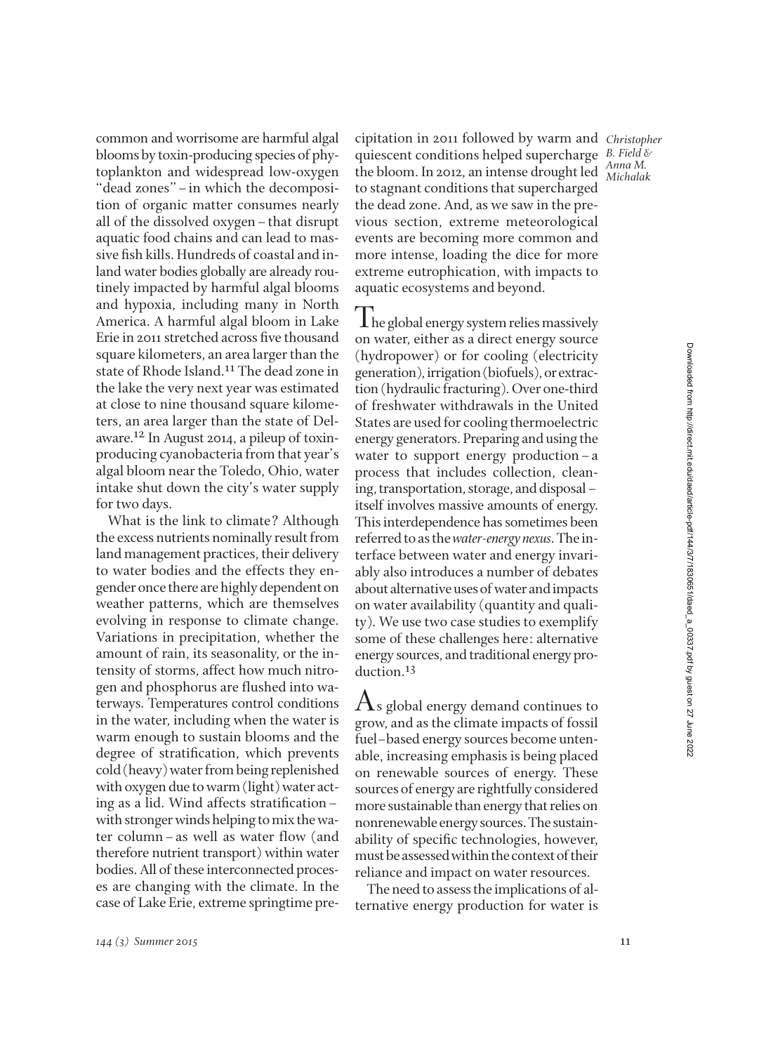common and worrisome are harmful algal blooms by toxin-producing species of phytoplankton and widespread low-oxygen "dead zones" – in which the decomposition of organic matter consumes nearly all of the dissolved oxygen – that disrupt aquatic food chains and can lead to massive fish kills. Hundreds of coastal and inland water bodies globally are already routinely impacted by harmful algal blooms and hypoxia, including many in North America. A harmful algal bloom in Lake Erie in 2011 stretched across five thousand square kilometers, an area larger than the state of Rhode Island.[11] The dead zone in the lake the very next year was estimated at close to nine thousand square kilometers, an area larger than the state of Delaware.[12] In August 2014, a pileup of toxin-producing cyanobacteria from that year's algal bloom near the Toledo, Ohio, water intake shut down the city's water supply for two days.

What is the link to climate? Although the excess nutrients nominally result from land management practices, their delivery to water bodies and the effects they engender once there are highly dependent on weather patterns, which are themselves evolving in response to climate change. Variations in precipitation, whether the amount of rain, its seasonality, or the intensity of storms, affect how much nitrogen and phosphorus are flushed into waterways. Temperatures control conditions in the water, including when the water is warm enough to sustain blooms and the degree of stratification, which prevents cold (heavy) water from being replenished with oxygen due to warm (light) water acting as a lid. Wind affects stratification – with stronger winds helping to mix the water column – as well as water flow (and therefore nutrient transport) within water bodies. All of these interconnected processes are changing with the climate. In the case of Lake Erie, extreme springtime precipitation in 2011 followed by warm and quiescent conditions helped supercharge the bloom. In 2012, an intense drought led to stagnant conditions that supercharged the dead zone. And, as we saw in the previous section, extreme meteorological events are becoming more common and more intense, loading the dice for more extreme eutrophication, with impacts to aquatic ecosystems and beyond.

The global energy system relies massively on water, either as a direct energy source (hydropower) or for cooling (electricity generation), irrigation (biofuels), or extraction (hydraulic fracturing). Over one-third of freshwater withdrawals in the United States are used for cooling thermoelectric energy generators. Preparing and using the water to support energy production – a process that includes collection, cleaning, transportation, storage, and disposal – itself involves massive amounts of energy. This interdependence has sometimes been referred to as the *water-energy nexus*. The interface between water and energy invariably also introduces a number of debates about alternative uses of water and impacts on water availability (quantity and quality). We use two case studies to exemplify some of these challenges here: alternative energy sources, and traditional energy production.[13]

As global energy demand continues to grow, and as the climate impacts of fossil fuel–based energy sources become untenable, increasing emphasis is being placed on renewable sources of energy. These sources of energy are rightfully considered more sustainable than energy that relies on nonrenewable energy sources. The sustainability of specific technologies, however, must be assessed within the context of their reliance and impact on water resources.

The need to assess the implications of alternative energy production for water is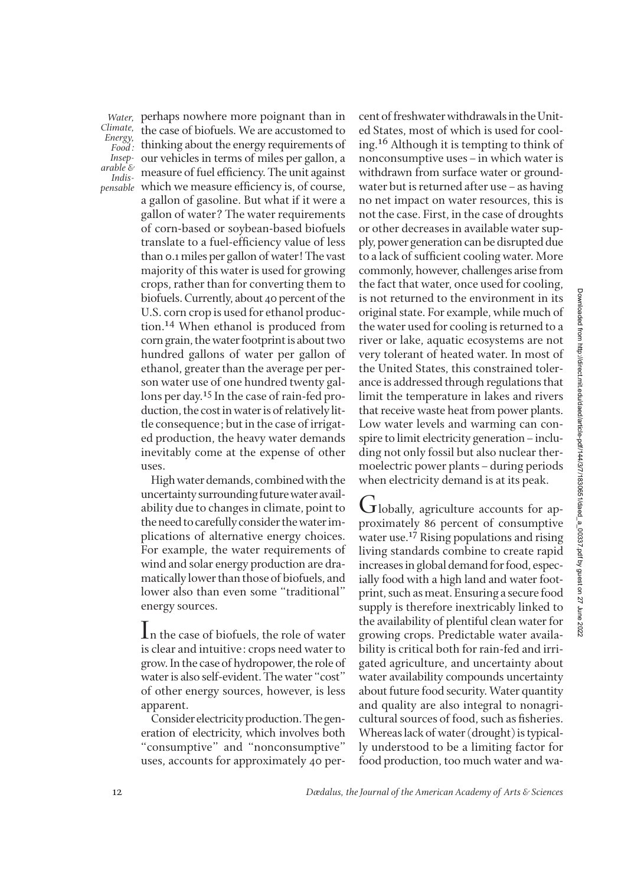perhaps nowhere more poignant than in the case of biofuels. We are accustomed to thinking about the energy requirements of our vehicles in terms of miles per gallon, a measure of fuel efficiency. The unit against which we measure efficiency is, of course, a gallon of gasoline. But what if it were a gallon of water? The water requirements of corn-based or soybean-based biofuels translate to a fuel-efficiency value of less than 0.1 miles per gallon of water! The vast majority of this water is used for growing crops, rather than for converting them to biofuels. Currently, about 40 percent of the U.S. corn crop is used for ethanol production.[14] When ethanol is produced from corn grain, the water footprint is about two hundred gallons of water per gallon of ethanol, greater than the average per person water use of one hundred twenty gallons per day.[15] In the case of rain-fed production, the cost in water is of relatively little consequence; but in the case of irrigated production, the heavy water demands inevitably come at the expense of other uses.

High water demands, combined with the uncertainty surrounding future water availability due to changes in climate, point to the need to carefully consider the water implications of alternative energy choices. For example, the water requirements of wind and solar energy production are dramatically lower than those of biofuels, and lower also than even some "traditional" energy sources.

In the case of biofuels, the role of water is clear and intuitive: crops need water to grow. In the case of hydropower, the role of water is also self-evident. The water "cost" of other energy sources, however, is less apparent.

Consider electricity production. The generation of electricity, which involves both "consumptive" and "nonconsumptive" uses, accounts for approximately 40 percent of freshwater withdrawals in the United States, most of which is used for cooling.[16] Although it is tempting to think of nonconsumptive uses – in which water is withdrawn from surface water or groundwater but is returned after use – as having no net impact on water resources, this is not the case. First, in the case of droughts or other decreases in available water supply, power generation can be disrupted due to a lack of sufficient cooling water. More commonly, however, challenges arise from the fact that water, once used for cooling, is not returned to the environment in its original state. For example, while much of the water used for cooling is returned to a river or lake, aquatic ecosystems are not very tolerant of heated water. In most of the United States, this constrained tolerance is addressed through regulations that limit the temperature in lakes and rivers that receive waste heat from power plants. Low water levels and warming can conspire to limit electricity generation – including not only fossil but also nuclear thermoelectric power plants – during periods when electricity demand is at its peak.

Globally, agriculture accounts for approximately 86 percent of consumptive water use.[17] Rising populations and rising living standards combine to create rapid increases in global demand for food, especially food with a high land and water footprint, such as meat. Ensuring a secure food supply is therefore inextricably linked to the availability of plentiful clean water for growing crops. Predictable water availability is critical both for rain-fed and irrigated agriculture, and uncertainty about water availability compounds uncertainty about future food security. Water quantity and quality are also integral to nonagricultural sources of food, such as fisheries. Whereas lack of water (drought) is typically understood to be a limiting factor for food production, too much water and wa-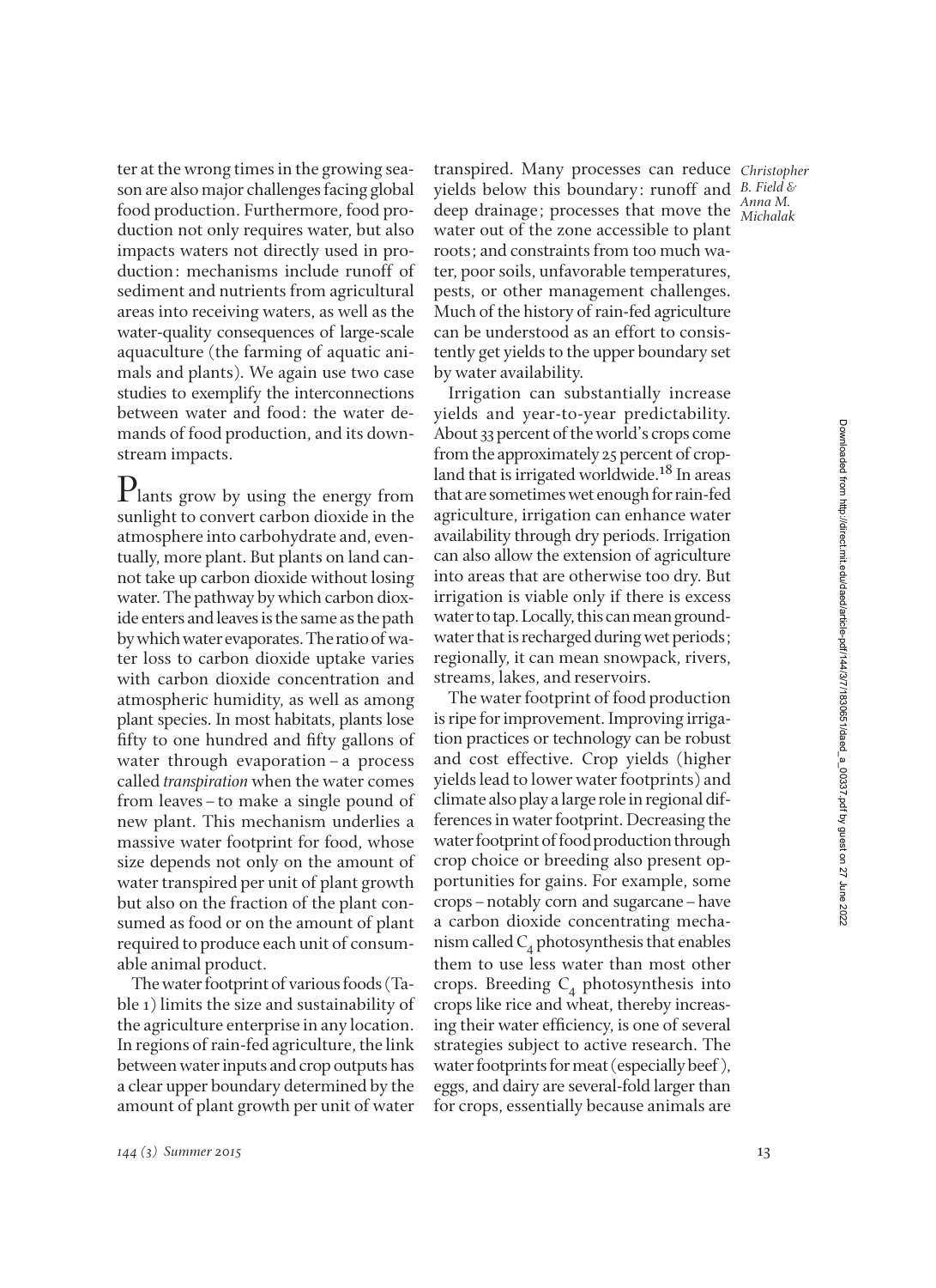ter at the wrong times in the growing season are also major challenges facing global food production. Furthermore, food production not only requires water, but also impacts waters not directly used in production: mechanisms include runoff of sediment and nutrients from agricultural areas into receiving waters, as well as the water-quality consequences of large-scale aquaculture (the farming of aquatic animals and plants). We again use two case studies to exemplify the interconnections between water and food: the water demands of food production, and its downstream impacts.

Plants grow by using the energy from sunlight to convert carbon dioxide in the atmosphere into carbohydrate and, eventually, more plant. But plants on land cannot take up carbon dioxide without losing water. The pathway by which carbon dioxide enters and leaves is the same as the path by which water evaporates. The ratio of water loss to carbon dioxide uptake varies with carbon dioxide concentration and atmospheric humidity, as well as among plant species. In most habitats, plants lose fifty to one hundred and fifty gallons of water through evaporation – a process called *transpiration* when the water comes from leaves – to make a single pound of new plant. This mechanism underlies a massive water footprint for food, whose size depends not only on the amount of water transpired per unit of plant growth but also on the fraction of the plant consumed as food or on the amount of plant required to produce each unit of consumable animal product.

The water footprint of various foods (Table 1) limits the size and sustainability of the agriculture enterprise in any location. In regions of rain-fed agriculture, the link between water inputs and crop outputs has a clear upper boundary determined by the amount of plant growth per unit of water transpired. Many processes can reduce yields below this boundary: runoff and deep drainage; processes that move the water out of the zone accessible to plant roots; and constraints from too much water, poor soils, unfavorable temperatures, pests, or other management challenges. Much of the history of rain-fed agriculture can be understood as an effort to consistently get yields to the upper boundary set by water availability.

Irrigation can substantially increase yields and year-to-year predictability. About 33 percent of the world's crops come from the approximately 25 percent of cropland that is irrigated worldwide.[18] In areas that are sometimes wet enough for rain-fed agriculture, irrigation can enhance water availability through dry periods. Irrigation can also allow the extension of agriculture into areas that are otherwise too dry. But irrigation is viable only if there is excess water to tap. Locally, this can mean groundwater that is recharged during wet periods; regionally, it can mean snowpack, rivers, streams, lakes, and reservoirs.

The water footprint of food production is ripe for improvement. Improving irrigation practices or technology can be robust and cost effective. Crop yields (higher yields lead to lower water footprints) and climate also play a large role in regional differences in water footprint. Decreasing the water footprint of food production through crop choice or breeding also present opportunities for gains. For example, some crops – notably corn and sugarcane – have a carbon dioxide concentrating mechanism called $C_4$ photosynthesis that enables them to use less water than most other crops. Breeding $C_4$ photosynthesis into crops like rice and wheat, thereby increasing their water efficiency, is one of several strategies subject to active research. The water footprints for meat (especially beef), eggs, and dairy are several-fold larger than for crops, essentially because animals are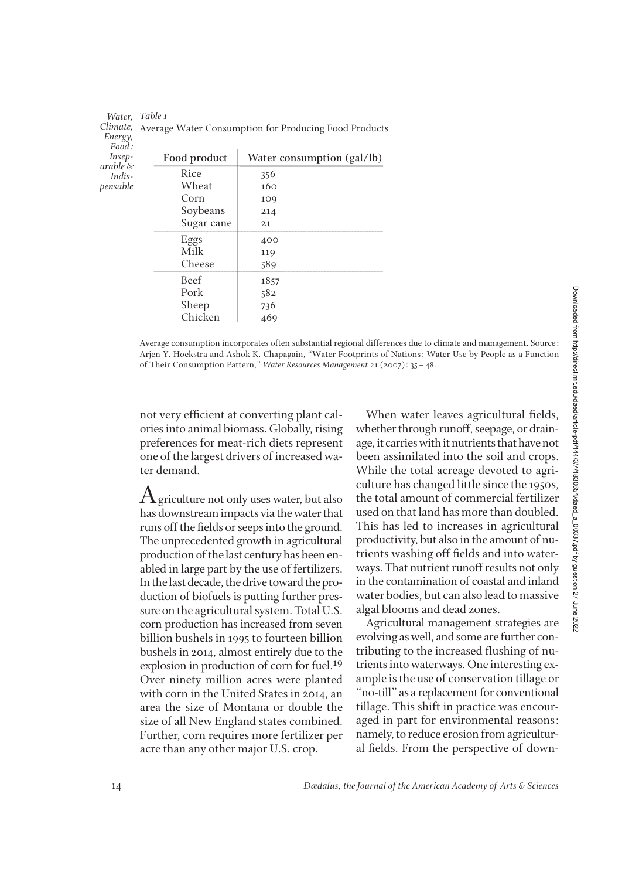*Table 1*

Average Water Consumption for Producing Food Products

| Food product | Water consumption (gal/lb) |
|---|---|
| Rice | 356 |
| Wheat | 160 |
| Corn | 109 |
| Soybeans | 214 |
| Sugar cane | 21 |
| Eggs | 400 |
| Milk | 119 |
| Cheese | 589 |
| Beef | 1857 |
| Pork | 582 |
| Sheep | 736 |
| Chicken | 469 |

Average consumption incorporates often substantial regional differences due to climate and management. Source: Arjen Y. Hoekstra and Ashok K. Chapagain, "Water Footprints of Nations: Water Use by People as a Function of Their Consumption Pattern," *Water Resources Management* 21 (2007): 35 – 48.

not very efficient at converting plant calories into animal biomass. Globally, rising preferences for meat-rich diets represent one of the largest drivers of increased water demand.

Agriculture not only uses water, but also has downstream impacts via the water that runs off the fields or seeps into the ground. The unprecedented growth in agricultural production of the last century has been enabled in large part by the use of fertilizers. In the last decade, the drive toward the production of biofuels is putting further pressure on the agricultural system. Total U.S. corn production has increased from seven billion bushels in 1995 to fourteen billion bushels in 2014, almost entirely due to the explosion in production of corn for fuel.[19] Over ninety million acres were planted with corn in the United States in 2014, an area the size of Montana or double the size of all New England states combined. Further, corn requires more fertilizer per acre than any other major U.S. crop.

When water leaves agricultural fields, whether through runoff, seepage, or drainage, it carries with it nutrients that have not been assimilated into the soil and crops. While the total acreage devoted to agriculture has changed little since the 1950s, the total amount of commercial fertilizer used on that land has more than doubled. This has led to increases in agricultural productivity, but also in the amount of nutrients washing off fields and into waterways. That nutrient runoff results not only in the contamination of coastal and inland water bodies, but can also lead to massive algal blooms and dead zones.

Agricultural management strategies are evolving as well, and some are further contributing to the increased flushing of nutrients into waterways. One interesting example is the use of conservation tillage or "no-till" as a replacement for conventional tillage. This shift in practice was encouraged in part for environmental reasons: namely, to reduce erosion from agricultural fields. From the perspective of down-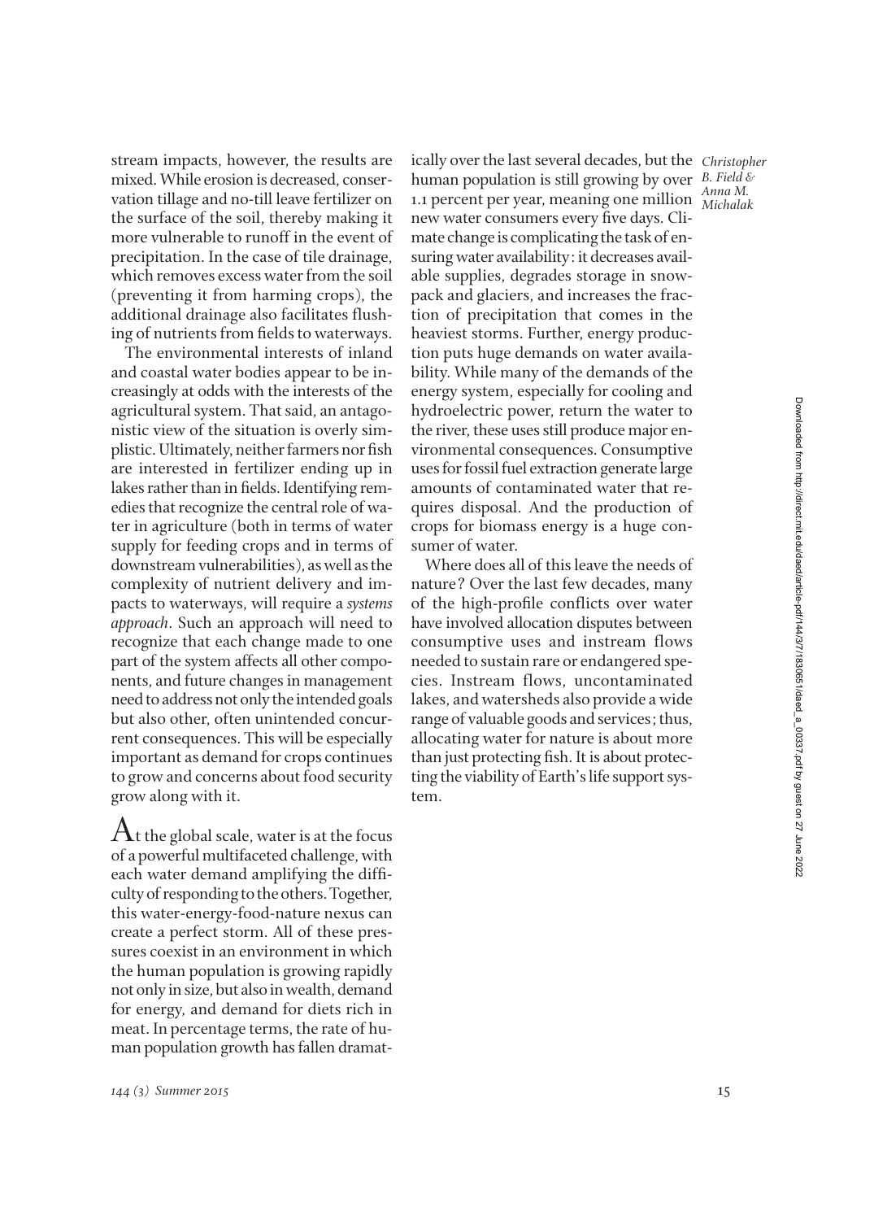stream impacts, however, the results are mixed. While erosion is decreased, conservation tillage and no-till leave fertilizer on the surface of the soil, thereby making it more vulnerable to runoff in the event of precipitation. In the case of tile drainage, which removes excess water from the soil (preventing it from harming crops), the additional drainage also facilitates flushing of nutrients from fields to waterways.

The environmental interests of inland and coastal water bodies appear to be increasingly at odds with the interests of the agricultural system. That said, an antagonistic view of the situation is overly simplistic. Ultimately, neither farmers nor fish are interested in fertilizer ending up in lakes rather than in fields. Identifying remedies that recognize the central role of water in agriculture (both in terms of water supply for feeding crops and in terms of downstream vulnerabilities), as well as the complexity of nutrient delivery and impacts to waterways, will require a *systems approach*. Such an approach will need to recognize that each change made to one part of the system affects all other components, and future changes in management need to address not only the intended goals but also other, often unintended concurrent consequences. This will be especially important as demand for crops continues to grow and concerns about food security grow along with it.

At the global scale, water is at the focus of a powerful multifaceted challenge, with each water demand amplifying the difficulty of responding to the others. Together, this water-energy-food-nature nexus can create a perfect storm. All of these pressures coexist in an environment in which the human population is growing rapidly not only in size, but also in wealth, demand for energy, and demand for diets rich in meat. In percentage terms, the rate of human population growth has fallen dramatically over the last several decades, but the human population is still growing by over 1.1 percent per year, meaning one million new water consumers every five days. Climate change is complicating the task of ensuring water availability: it decreases available supplies, degrades storage in snowpack and glaciers, and increases the fraction of precipitation that comes in the heaviest storms. Further, energy production puts huge demands on water availability. While many of the demands of the energy system, especially for cooling and hydroelectric power, return the water to the river, these uses still produce major environmental consequences. Consumptive uses for fossil fuel extraction generate large amounts of contaminated water that requires disposal. And the production of crops for biomass energy is a huge consumer of water.

Where does all of this leave the needs of nature? Over the last few decades, many of the high-profile conflicts over water have involved allocation disputes between consumptive uses and instream flows needed to sustain rare or endangered species. Instream flows, uncontaminated lakes, and watersheds also provide a wide range of valuable goods and services; thus, allocating water for nature is about more than just protecting fish. It is about protecting the viability of Earth's life support system.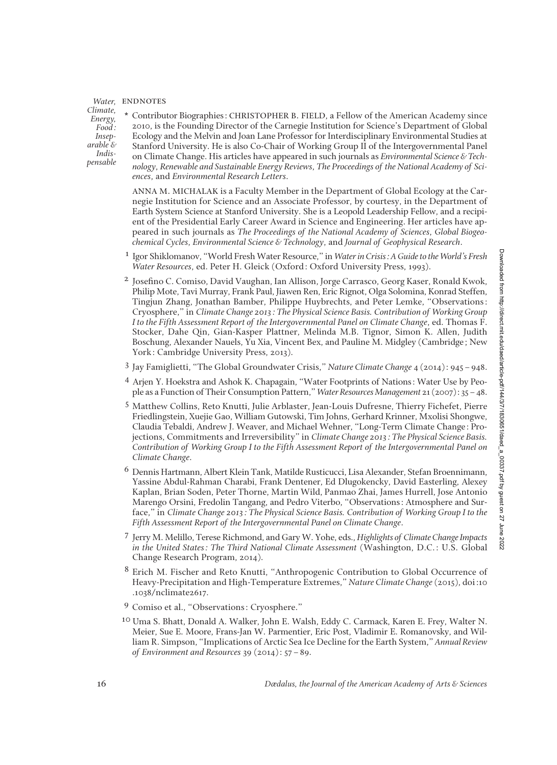## ENDNOTES

\* Contributor Biographies: CHRISTOPHER B. FIELD, a Fellow of the American Academy since 2010, is the Founding Director of the Carnegie Institution for Science's Department of Global Ecology and the Melvin and Joan Lane Professor for Interdisciplinary Environmental Studies at Stanford University. He is also Co-Chair of Working Group II of the Intergovernmental Panel on Climate Change. His articles have appeared in such journals as *Environmental Science & Technology*, *Renewable and Sustainable Energy Reviews*, *The Proceedings of the National Academy of Sciences*, and *Environmental Research Letters*.

ANNA M. MICHALAK is a Faculty Member in the Department of Global Ecology at the Carnegie Institution for Science and an Associate Professor, by courtesy, in the Department of Earth System Science at Stanford University. She is a Leopold Leadership Fellow, and a recipient of the Presidential Early Career Award in Science and Engineering. Her articles have appeared in such journals as *The Proceedings of the National Academy of Sciences*, *Global Biogeochemical Cycles*, *Environmental Science & Technology*, and *Journal of Geophysical Research*.

1. Igor Shiklomanov, "World Fresh Water Resource," in *Water in Crisis: A Guide to the World's Fresh Water Resources*, ed. Peter H. Gleick (Oxford: Oxford University Press, 1993).

2. Josefino C. Comiso, David Vaughan, Ian Allison, Jorge Carrasco, Georg Kaser, Ronald Kwok, Philip Mote, Tavi Murray, Frank Paul, Jiawen Ren, Eric Rignot, Olga Solomina, Konrad Steffen, Tingjun Zhang, Jonathan Bamber, Philippe Huybrechts, and Peter Lemke, "Observations: Cryosphere," in *Climate Change 2013: The Physical Science Basis. Contribution of Working Group I to the Fifth Assessment Report of the Intergovernmental Panel on Climate Change*, ed. Thomas F. Stocker, Dahe Qin, Gian-Kasper Plattner, Melinda M.B. Tignor, Simon K. Allen, Judith Boschung, Alexander Nauels, Yu Xia, Vincent Bex, and Pauline M. Midgley (Cambridge; New York: Cambridge University Press, 2013).

3. Jay Famiglietti, "The Global Groundwater Crisis," *Nature Climate Change* 4 (2014): 945–948.

4. Arjen Y. Hoekstra and Ashok K. Chapagain, "Water Footprints of Nations: Water Use by People as a Function of Their Consumption Pattern," *Water Resources Management* 21 (2007): 35–48.

5. Matthew Collins, Reto Knutti, Julie Arblaster, Jean-Louis Dufresne, Thierry Fichefet, Pierre Friedlingstein, Xuejie Gao, William Gutowski, Tim Johns, Gerhard Krinner, Mxolisi Shongwe, Claudia Tebaldi, Andrew J. Weaver, and Michael Wehner, "Long-Term Climate Change: Projections, Commitments and Irreversibility" in *Climate Change 2013: The Physical Science Basis. Contribution of Working Group I to the Fifth Assessment Report of the Intergovernmental Panel on Climate Change*.

6. Dennis Hartmann, Albert Klein Tank, Matilde Rusticucci, Lisa Alexander, Stefan Broennimann, Yassine Abdul-Rahman Charabi, Frank Dentener, Ed Dlugokencky, David Easterling, Alexey Kaplan, Brian Soden, Peter Thorne, Martin Wild, Panmao Zhai, James Hurrell, Jose Antonio Marengo Orsini, Fredolin Tangang, and Pedro Viterbo, "Observations: Atmosphere and Surface," in *Climate Change 2013: The Physical Science Basis. Contribution of Working Group I to the Fifth Assessment Report of the Intergovernmental Panel on Climate Change*.

7. Jerry M. Melillo, Terese Richmond, and Gary W. Yohe, eds., *Highlights of Climate Change Impacts in the United States: The Third National Climate Assessment* (Washington, D.C.: U.S. Global Change Research Program, 2014).

8. Erich M. Fischer and Reto Knutti, "Anthropogenic Contribution to Global Occurrence of Heavy-Precipitation and High-Temperature Extremes," *Nature Climate Change* (2015), doi:10.1038/nclimate2617.

9. Comiso et al., "Observations: Cryosphere."

10. Uma S. Bhatt, Donald A. Walker, John E. Walsh, Eddy C. Carmack, Karen E. Frey, Walter N. Meier, Sue E. Moore, Frans-Jan W. Parmentier, Eric Post, Vladimir E. Romanovsky, and William R. Simpson, "Implications of Arctic Sea Ice Decline for the Earth System," *Annual Review of Environment and Resources* 39 (2014): 57–89.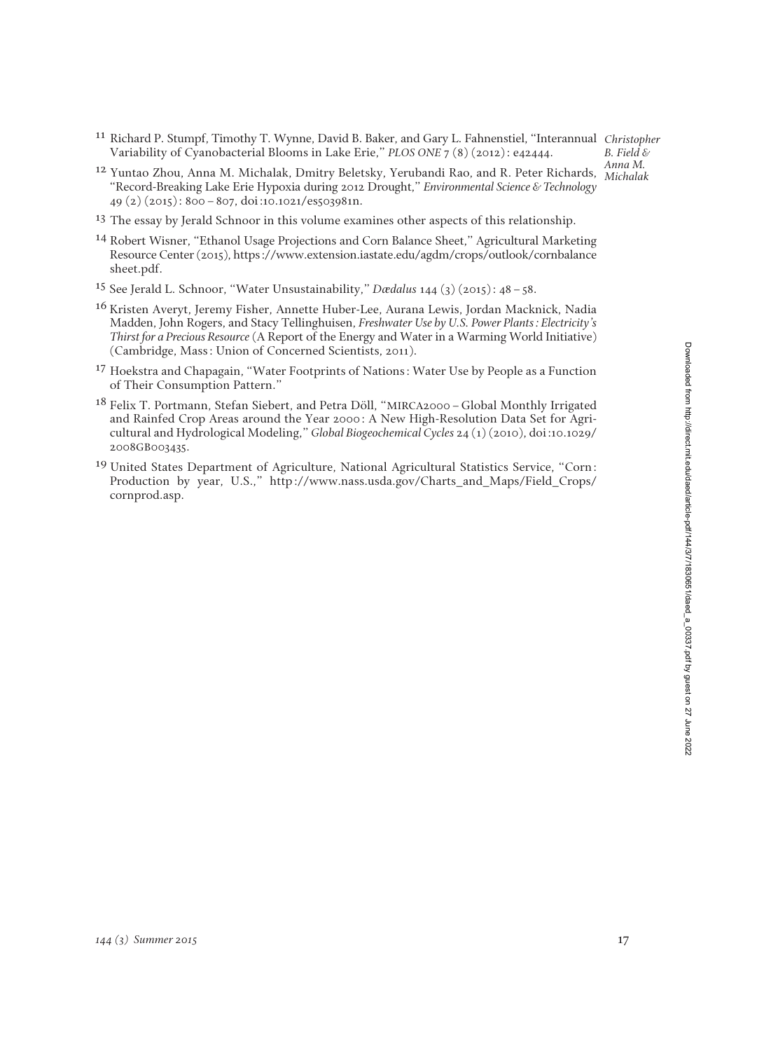11 Richard P. Stumpf, Timothy T. Wynne, David B. Baker, and Gary L. Fahnenstiel, "Interannual Variability of Cyanobacterial Blooms in Lake Erie," *PLOS ONE* 7 (8) (2012): e42444.

12 Yuntao Zhou, Anna M. Michalak, Dmitry Beletsky, Yerubandi Rao, and R. Peter Richards, "Record-Breaking Lake Erie Hypoxia during 2012 Drought," *Environmental Science & Technology* 49 (2) (2015): 800–807, doi:10.1021/es503981n.

13 The essay by Jerald Schnoor in this volume examines other aspects of this relationship.

14 Robert Wisner, "Ethanol Usage Projections and Corn Balance Sheet," Agricultural Marketing Resource Center (2015), https://www.extension.iastate.edu/agdm/crops/outlook/cornbalancesheet.pdf.

15 See Jerald L. Schnoor, "Water Unsustainability," *Dædalus* 144 (3) (2015): 48–58.

16 Kristen Averyt, Jeremy Fisher, Annette Huber-Lee, Aurana Lewis, Jordan Macknick, Nadia Madden, John Rogers, and Stacy Tellinghuisen, *Freshwater Use by U.S. Power Plants: Electricity's Thirst for a Precious Resource* (A Report of the Energy and Water in a Warming World Initiative) (Cambridge, Mass: Union of Concerned Scientists, 2011).

17 Hoekstra and Chapagain, "Water Footprints of Nations: Water Use by People as a Function of Their Consumption Pattern."

18 Felix T. Portmann, Stefan Siebert, and Petra Döll, "MIRCA2000 – Global Monthly Irrigated and Rainfed Crop Areas around the Year 2000: A New High-Resolution Data Set for Agricultural and Hydrological Modeling," *Global Biogeochemical Cycles* 24 (1) (2010), doi:10.1029/2008GB003435.

19 United States Department of Agriculture, National Agricultural Statistics Service, "Corn: Production by year, U.S.," http://www.nass.usda.gov/Charts_and_Maps/Field_Crops/cornprod.asp.